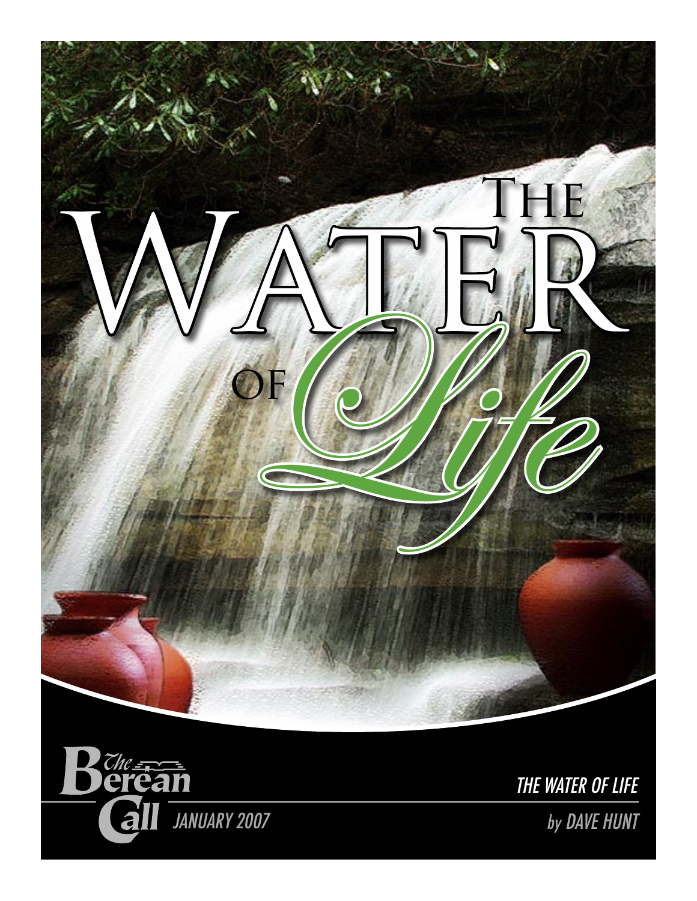# The Water of Life

The Berean Call

JANUARY 2007

THE WATER OF LIFE

by DAVE HUNT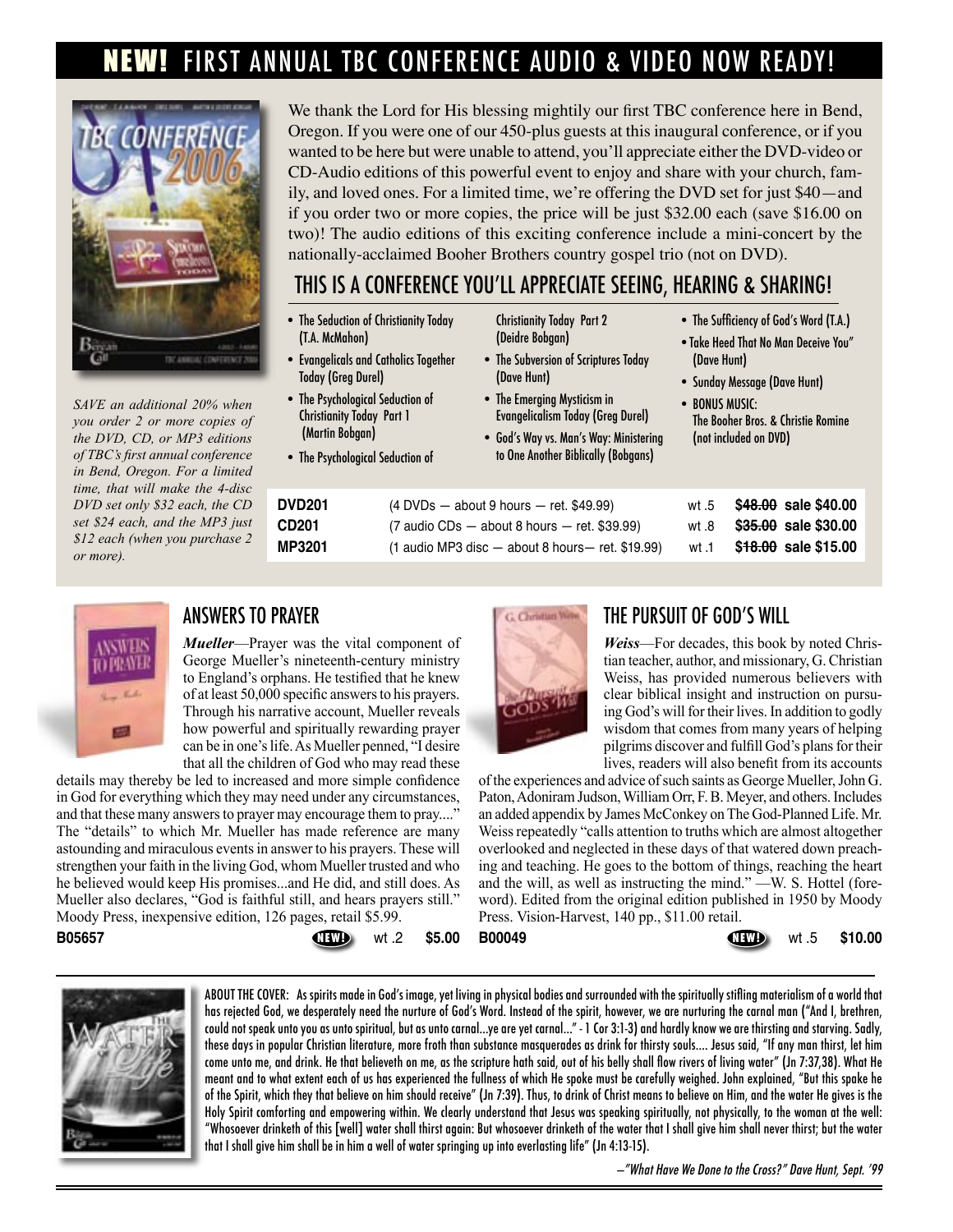# NEW! FIRST ANNUAL TBC CONFERENCE AUDIO & VIDEO NOW READY!

We thank the Lord for His blessing mightily our first TBC conference here in Bend, Oregon. If you were one of our 450-plus guests at this inaugural conference, or if you wanted to be here but were unable to attend, you'll appreciate either the DVD-video or CD-Audio editions of this powerful event to enjoy and share with your church, family, and loved ones. For a limited time, we're offering the DVD set for just $40—and if you order two or more copies, the price will be just $32.00 each (save $16.00 on two)! The audio editions of this exciting conference include a mini-concert by the nationally-acclaimed Booher Brothers country gospel trio (not on DVD).

*SAVE an additional 20% when you order 2 or more copies of the DVD, CD, or MP3 editions of TBC's first annual conference in Bend, Oregon. For a limited time, that will make the 4-disc DVD set only $32 each, the CD set $24 each, and the MP3 just $12 each (when you purchase 2 or more).*

## THIS IS A CONFERENCE YOU'LL APPRECIATE SEEING, HEARING & SHARING!

- The Seduction of Christianity Today (T.A. McMahon)
- Evangelicals and Catholics Together Today (Greg Durel)
- The Psychological Seduction of Christianity Today Part 1 (Martin Bobgan)
- The Psychological Seduction of Christianity Today Part 2 (Deidre Bobgan)
- The Subversion of Scriptures Today (Dave Hunt)
- The Emerging Mysticism in Evangelicalism Today (Greg Durel)
- God's Way vs. Man's Way: Ministering to One Another Biblically (Bobgans)
- The Sufficiency of God's Word (T.A.)
- Take Heed That No Man Deceive You" (Dave Hunt)
- Sunday Message (Dave Hunt)
- BONUS MUSIC: The Booher Bros. & Christie Romine (not included on DVD)

| | | | |
|---|---|---|---|
| **DVD201** | (4 DVDs — about 9 hours — ret. $49.99) | wt .5 | ~~$48.00~~ **sale $40.00** |
| **CD201** | (7 audio CDs — about 8 hours — ret. $39.99) | wt .8 | ~~$35.00~~ **sale $30.00** |
| **MP3201** | (1 audio MP3 disc — about 8 hours— ret. $19.99) | wt .1 | ~~$18.00~~ **sale $15.00** |

## ANSWERS TO PRAYER

***Mueller***—Prayer was the vital component of George Mueller's nineteenth-century ministry to England's orphans. He testified that he knew of at least 50,000 specific answers to his prayers. Through his narrative account, Mueller reveals how powerful and spiritually rewarding prayer can be in one's life. As Mueller penned, "I desire that all the children of God who may read these details may thereby be led to increased and more simple confidence in God for everything which they may need under any circumstances, and that these many answers to prayer may encourage them to pray...." The "details" to which Mr. Mueller has made reference are many astounding and miraculous events in answer to his prayers. These will strengthen your faith in the living God, whom Mueller trusted and who he believed would keep His promises...and He did, and still does. As Mueller also declares, "God is faithful still, and hears prayers still." Moody Press, inexpensive edition, 126 pages, retail $5.99.

**B05657** NEW! wt .2 **$5.00**

## THE PURSUIT OF GOD'S WILL

***Weiss***—For decades, this book by noted Christian teacher, author, and missionary, G. Christian Weiss, has provided numerous believers with clear biblical insight and instruction on pursuing God's will for their lives. In addition to godly wisdom that comes from many years of helping pilgrims discover and fulfill God's plans for their lives, readers will also benefit from its accounts of the experiences and advice of such saints as George Mueller, John G. Paton, Adoniram Judson, William Orr, F. B. Meyer, and others. Includes an added appendix by James McConkey on The God-Planned Life. Mr. Weiss repeatedly "calls attention to truths which are almost altogether overlooked and neglected in these days of that watered down preaching and teaching. He goes to the bottom of things, reaching the heart and the will, as well as instructing the mind." —W. S. Hottel (foreword). Edited from the original edition published in 1950 by Moody Press. Vision-Harvest, 140 pp., $11.00 retail.

**B00049** NEW! wt .5 **$10.00**

ABOUT THE COVER: As spirits made in God's image, yet living in physical bodies and surrounded with the spiritually stifling materialism of a world that has rejected God, we desperately need the nurture of God's Word. Instead of the spirit, however, we are nurturing the carnal man ("And I, brethren, could not speak unto you as unto spiritual, but as unto carnal...ye are yet carnal..." - 1 Cor 3:1-3) and hardly know we are thirsting and starving. Sadly, these days in popular Christian literature, more froth than substance masquerades as drink for thirsty souls.... Jesus said, "If any man thirst, let him come unto me, and drink. He that believeth on me, as the scripture hath said, out of his belly shall flow rivers of living water" (Jn 7:37,38). What He meant and to what extent each of us has experienced the fullness of which He spoke must be carefully weighed. John explained, "But this spake he of the Spirit, which they that believe on him should receive" (Jn 7:39). Thus, to drink of Christ means to believe on Him, and the water He gives is the Holy Spirit comforting and empowering within. We clearly understand that Jesus was speaking spiritually, not physically, to the woman at the well: "Whosoever drinketh of this [well] water shall thirst again: But whosoever drinketh of the water that I shall give him shall never thirst; but the water that I shall give him shall be in him a well of water springing up into everlasting life" (Jn 4:13-15).

*—"What Have We Done to the Cross?" Dave Hunt, Sept. '99*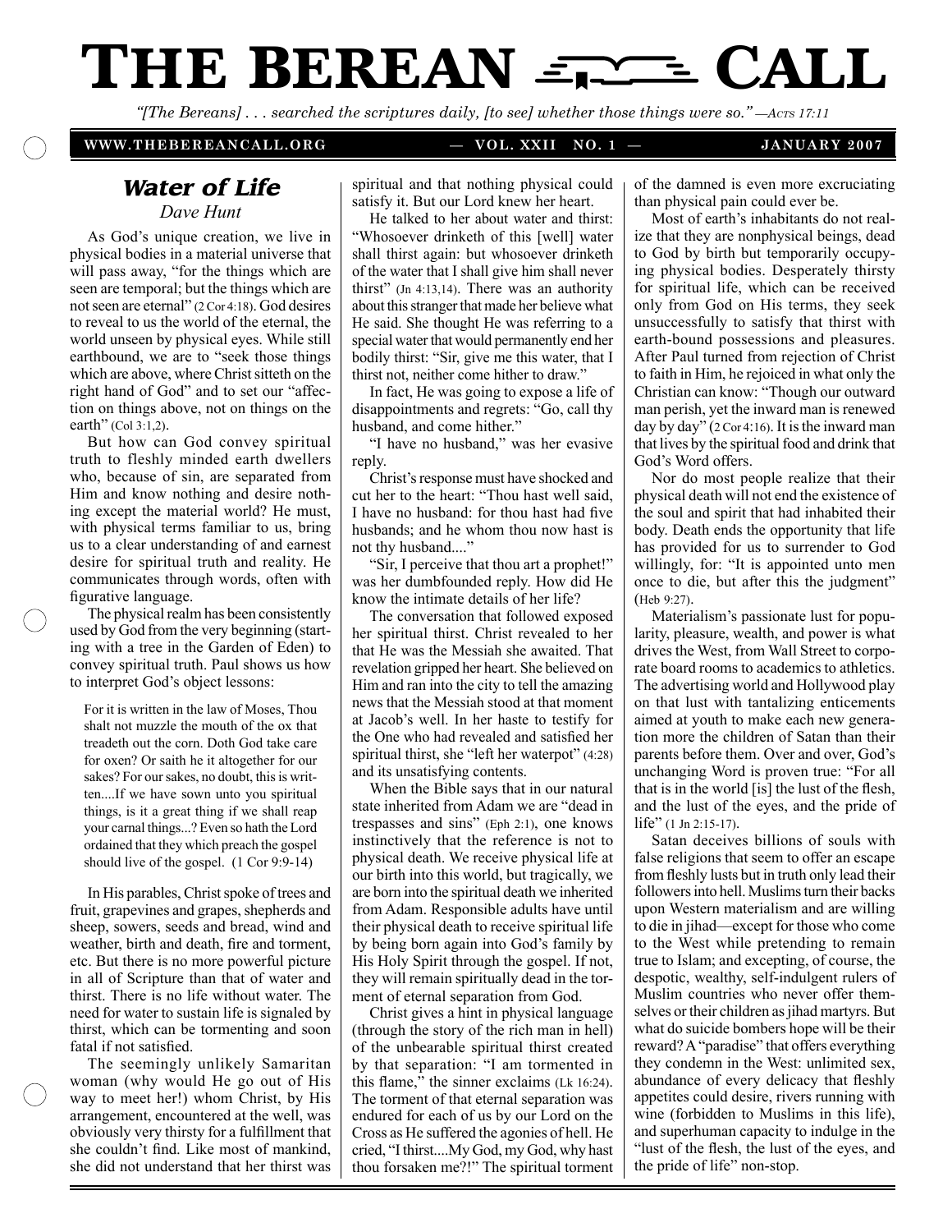# THE BEREAN CALL

*"[The Bereans] . . . searched the scriptures daily, [to see] whether those things were so." —Acts 17:11*

**WWW.THEBEREANCALL.ORG — VOL. XXII NO. 1 — JANUARY 2007**

## *Water of Life*

*Dave Hunt*

As God's unique creation, we live in physical bodies in a material universe that will pass away, "for the things which are seen are temporal; but the things which are not seen are eternal" (2 Cor 4:18). God desires to reveal to us the world of the eternal, the world unseen by physical eyes. While still earthbound, we are to "seek those things which are above, where Christ sitteth on the right hand of God" and to set our "affection on things above, not on things on the earth" (Col 3:1,2).

But how can God convey spiritual truth to fleshly minded earth dwellers who, because of sin, are separated from Him and know nothing and desire nothing except the material world? He must, with physical terms familiar to us, bring us to a clear understanding of and earnest desire for spiritual truth and reality. He communicates through words, often with figurative language.

The physical realm has been consistently used by God from the very beginning (starting with a tree in the Garden of Eden) to convey spiritual truth. Paul shows us how to interpret God's object lessons:

> For it is written in the law of Moses, Thou shalt not muzzle the mouth of the ox that treadeth out the corn. Doth God take care for oxen? Or saith he it altogether for our sakes? For our sakes, no doubt, this is written....If we have sown unto you spiritual things, is it a great thing if we shall reap your carnal things...? Even so hath the Lord ordained that they which preach the gospel should live of the gospel. (1 Cor 9:9-14)

In His parables, Christ spoke of trees and fruit, grapevines and grapes, shepherds and sheep, sowers, seeds and bread, wind and weather, birth and death, fire and torment, etc. But there is no more powerful picture in all of Scripture than that of water and thirst. There is no life without water. The need for water to sustain life is signaled by thirst, which can be tormenting and soon fatal if not satisfied.

The seemingly unlikely Samaritan woman (why would He go out of His way to meet her!) whom Christ, by His arrangement, encountered at the well, was obviously very thirsty for a fulfillment that she couldn't find. Like most of mankind, she did not understand that her thirst was spiritual and that nothing physical could satisfy it. But our Lord knew her heart.

He talked to her about water and thirst: "Whosoever drinketh of this [well] water shall thirst again: but whosoever drinketh of the water that I shall give him shall never thirst" (Jn 4:13,14). There was an authority about this stranger that made her believe what He said. She thought He was referring to a special water that would permanently end her bodily thirst: "Sir, give me this water, that I thirst not, neither come hither to draw."

In fact, He was going to expose a life of disappointments and regrets: "Go, call thy husband, and come hither."

"I have no husband," was her evasive reply.

Christ's response must have shocked and cut her to the heart: "Thou hast well said, I have no husband: for thou hast had five husbands; and he whom thou now hast is not thy husband...."

"Sir, I perceive that thou art a prophet!" was her dumbfounded reply. How did He know the intimate details of her life?

The conversation that followed exposed her spiritual thirst. Christ revealed to her that He was the Messiah she awaited. That revelation gripped her heart. She believed on Him and ran into the city to tell the amazing news that the Messiah stood at that moment at Jacob's well. In her haste to testify for the One who had revealed and satisfied her spiritual thirst, she "left her waterpot" (4:28) and its unsatisfying contents.

When the Bible says that in our natural state inherited from Adam we are "dead in trespasses and sins" (Eph 2:1), one knows instinctively that the reference is not to physical death. We receive physical life at our birth into this world, but tragically, we are born into the spiritual death we inherited from Adam. Responsible adults have until their physical death to receive spiritual life by being born again into God's family by His Holy Spirit through the gospel. If not, they will remain spiritually dead in the torment of eternal separation from God.

Christ gives a hint in physical language (through the story of the rich man in hell) of the unbearable spiritual thirst created by that separation: "I am tormented in this flame," the sinner exclaims (Lk 16:24). The torment of that eternal separation was endured for each of us by our Lord on the Cross as He suffered the agonies of hell. He cried, "I thirst....My God, my God, why hast thou forsaken me?!" The spiritual torment of the damned is even more excruciating than physical pain could ever be.

Most of earth's inhabitants do not realize that they are nonphysical beings, dead to God by birth but temporarily occupying physical bodies. Desperately thirsty for spiritual life, which can be received only from God on His terms, they seek unsuccessfully to satisfy that thirst with earth-bound possessions and pleasures. After Paul turned from rejection of Christ to faith in Him, he rejoiced in what only the Christian can know: "Though our outward man perish, yet the inward man is renewed day by day" (2 Cor 4:16). It is the inward man that lives by the spiritual food and drink that God's Word offers.

Nor do most people realize that their physical death will not end the existence of the soul and spirit that had inhabited their body. Death ends the opportunity that life has provided for us to surrender to God willingly, for: "It is appointed unto men once to die, but after this the judgment" (Heb 9:27).

Materialism's passionate lust for popularity, pleasure, wealth, and power is what drives the West, from Wall Street to corporate board rooms to academics to athletics. The advertising world and Hollywood play on that lust with tantalizing enticements aimed at youth to make each new generation more the children of Satan than their parents before them. Over and over, God's unchanging Word is proven true: "For all that is in the world [is] the lust of the flesh, and the lust of the eyes, and the pride of life" (1 Jn 2:15-17).

Satan deceives billions of souls with false religions that seem to offer an escape from fleshly lusts but in truth only lead their followers into hell. Muslims turn their backs upon Western materialism and are willing to die in jihad—except for those who come to the West while pretending to remain true to Islam; and excepting, of course, the despotic, wealthy, self-indulgent rulers of Muslim countries who never offer themselves or their children as jihad martyrs. But what do suicide bombers hope will be their reward? A "paradise" that offers everything they condemn in the West: unlimited sex, abundance of every delicacy that fleshly appetites could desire, rivers running with wine (forbidden to Muslims in this life), and superhuman capacity to indulge in the "lust of the flesh, the lust of the eyes, and the pride of life" non-stop.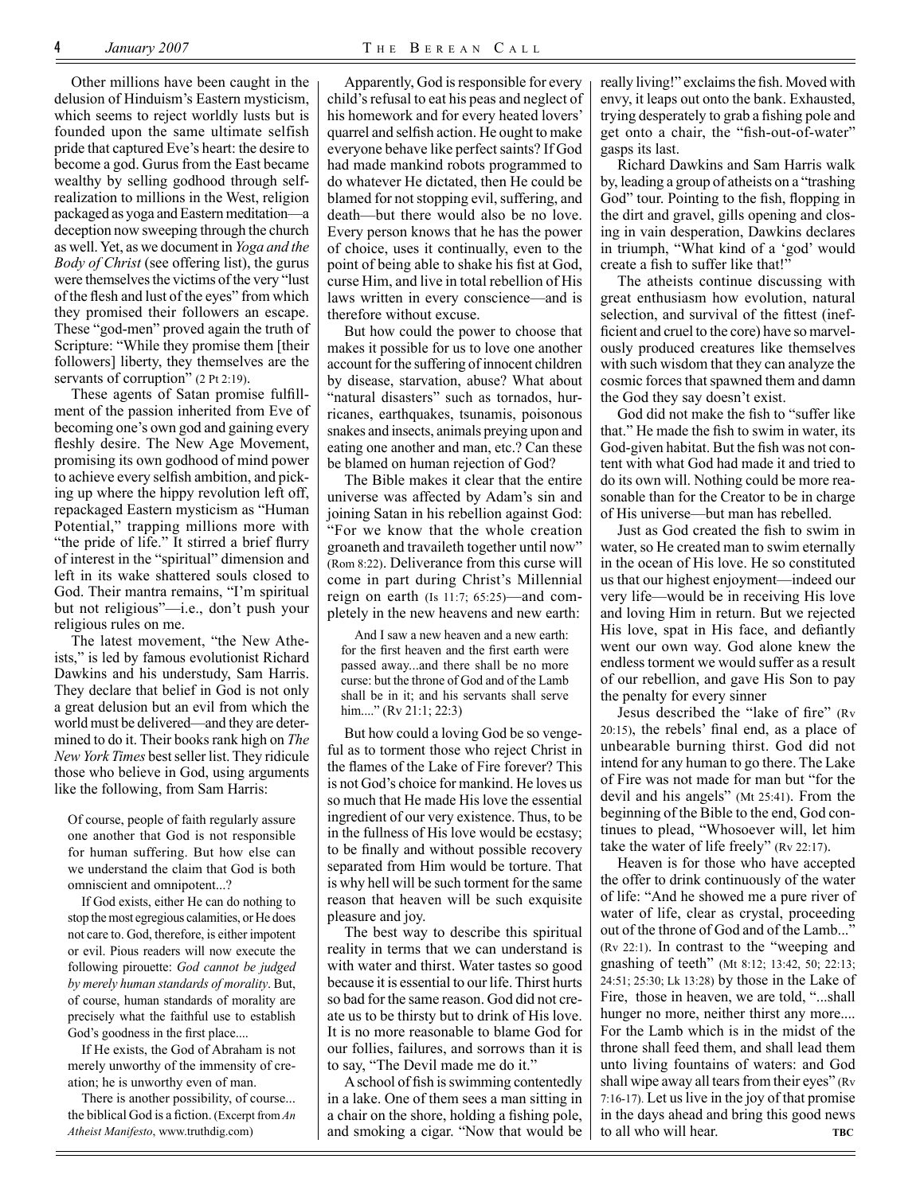Other millions have been caught in the delusion of Hinduism's Eastern mysticism, which seems to reject worldly lusts but is founded upon the same ultimate selfish pride that captured Eve's heart: the desire to become a god. Gurus from the East became wealthy by selling godhood through self-realization to millions in the West, religion packaged as yoga and Eastern meditation—a deception now sweeping through the church as well. Yet, as we document in *Yoga and the Body of Christ* (see offering list), the gurus were themselves the victims of the very "lust of the flesh and lust of the eyes" from which they promised their followers an escape. These "god-men" proved again the truth of Scripture: "While they promise them [their followers] liberty, they themselves are the servants of corruption" (2 Pt 2:19).

These agents of Satan promise fulfillment of the passion inherited from Eve of becoming one's own god and gaining every fleshly desire. The New Age Movement, promising its own godhood of mind power to achieve every selfish ambition, and picking up where the hippy revolution left off, repackaged Eastern mysticism as "Human Potential," trapping millions more with "the pride of life." It stirred a brief flurry of interest in the "spiritual" dimension and left in its wake shattered souls closed to God. Their mantra remains, "I'm spiritual but not religious"—i.e., don't push your religious rules on me.

The latest movement, "the New Atheists," is led by famous evolutionist Richard Dawkins and his understudy, Sam Harris. They declare that belief in God is not only a great delusion but an evil from which the world must be delivered—and they are determined to do it. Their books rank high on *The New York Times* best seller list. They ridicule those who believe in God, using arguments like the following, from Sam Harris:

> Of course, people of faith regularly assure one another that God is not responsible for human suffering. But how else can we understand the claim that God is both omniscient and omnipotent...?
>
> If God exists, either He can do nothing to stop the most egregious calamities, or He does not care to. God, therefore, is either impotent or evil. Pious readers will now execute the following pirouette: *God cannot be judged by merely human standards of morality*. But, of course, human standards of morality are precisely what the faithful use to establish God's goodness in the first place....
>
> If He exists, the God of Abraham is not merely unworthy of the immensity of creation; he is unworthy even of man.
>
> There is another possibility, of course... the biblical God is a fiction. (Excerpt from *An Atheist Manifesto*, www.truthdig.com)

Apparently, God is responsible for every child's refusal to eat his peas and neglect of his homework and for every heated lovers' quarrel and selfish action. He ought to make everyone behave like perfect saints? If God had made mankind robots programmed to do whatever He dictated, then He could be blamed for not stopping evil, suffering, and death—but there would also be no love. Every person knows that he has the power of choice, uses it continually, even to the point of being able to shake his fist at God, curse Him, and live in total rebellion of His laws written in every conscience—and is therefore without excuse.

But how could the power to choose that makes it possible for us to love one another account for the suffering of innocent children by disease, starvation, abuse? What about "natural disasters" such as tornados, hurricanes, earthquakes, tsunamis, poisonous snakes and insects, animals preying upon and eating one another and man, etc.? Can these be blamed on human rejection of God?

The Bible makes it clear that the entire universe was affected by Adam's sin and joining Satan in his rebellion against God: "For we know that the whole creation groaneth and travaileth together until now" (Rom 8:22). Deliverance from this curse will come in part during Christ's Millennial reign on earth (Is 11:7; 65:25)—and completely in the new heavens and new earth:

> And I saw a new heaven and a new earth: for the first heaven and the first earth were passed away...and there shall be no more curse: but the throne of God and of the Lamb shall be in it; and his servants shall serve him...." (Rv 21:1; 22:3)

But how could a loving God be so vengeful as to torment those who reject Christ in the flames of the Lake of Fire forever? This is not God's choice for mankind. He loves us so much that He made His love the essential ingredient of our very existence. Thus, to be in the fullness of His love would be ecstasy; to be finally and without possible recovery separated from Him would be torture. That is why hell will be such torment for the same reason that heaven will be such exquisite pleasure and joy.

The best way to describe this spiritual reality in terms that we can understand is with water and thirst. Water tastes so good because it is essential to our life. Thirst hurts so bad for the same reason. God did not create us to be thirsty but to drink of His love. It is no more reasonable to blame God for our follies, failures, and sorrows than it is to say, "The Devil made me do it."

A school of fish is swimming contentedly in a lake. One of them sees a man sitting in a chair on the shore, holding a fishing pole, and smoking a cigar. "Now that would be really living!" exclaims the fish. Moved with envy, it leaps out onto the bank. Exhausted, trying desperately to grab a fishing pole and get onto a chair, the "fish-out-of-water" gasps its last.

Richard Dawkins and Sam Harris walk by, leading a group of atheists on a "trashing God" tour. Pointing to the fish, flopping in the dirt and gravel, gills opening and closing in vain desperation, Dawkins declares in triumph, "What kind of a 'god' would create a fish to suffer like that!"

The atheists continue discussing with great enthusiasm how evolution, natural selection, and survival of the fittest (inefficient and cruel to the core) have so marvelously produced creatures like themselves with such wisdom that they can analyze the cosmic forces that spawned them and damn the God they say doesn't exist.

God did not make the fish to "suffer like that." He made the fish to swim in water, its God-given habitat. But the fish was not content with what God had made it and tried to do its own will. Nothing could be more reasonable than for the Creator to be in charge of His universe—but man has rebelled.

Just as God created the fish to swim in water, so He created man to swim eternally in the ocean of His love. He so constituted us that our highest enjoyment—indeed our very life—would be in receiving His love and loving Him in return. But we rejected His love, spat in His face, and defiantly went our own way. God alone knew the endless torment we would suffer as a result of our rebellion, and gave His Son to pay the penalty for every sinner

Jesus described the "lake of fire" (Rv 20:15), the rebels' final end, as a place of unbearable burning thirst. God did not intend for any human to go there. The Lake of Fire was not made for man but "for the devil and his angels" (Mt 25:41). From the beginning of the Bible to the end, God continues to plead, "Whosoever will, let him take the water of life freely" (Rv 22:17).

Heaven is for those who have accepted the offer to drink continuously of the water of life: "And he showed me a pure river of water of life, clear as crystal, proceeding out of the throne of God and of the Lamb..." (Rv 22:1). In contrast to the "weeping and gnashing of teeth" (Mt 8:12; 13:42, 50; 22:13; 24:51; 25:30; Lk 13:28) by those in the Lake of Fire, those in heaven, we are told, "...shall hunger no more, neither thirst any more.... For the Lamb which is in the midst of the throne shall feed them, and shall lead them unto living fountains of waters: and God shall wipe away all tears from their eyes" (Rv 7:16-17). Let us live in the joy of that promise in the days ahead and bring this good news to all who will hear. **TBC**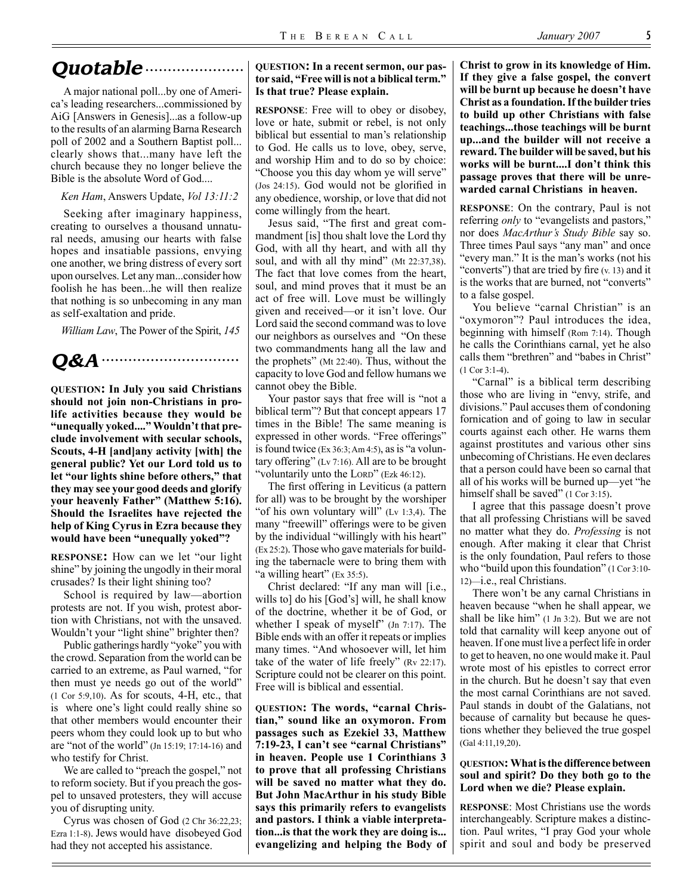## Quotable

A major national poll...by one of America's leading researchers...commissioned by AiG [Answers in Genesis]...as a follow-up to the results of an alarming Barna Research poll of 2002 and a Southern Baptist poll... clearly shows that...many have left the church because they no longer believe the Bible is the absolute Word of God....

*Ken Ham*, Answers Update, *Vol 13:11:2*

Seeking after imaginary happiness, creating to ourselves a thousand unnatural needs, amusing our hearts with false hopes and insatiable passions, envying one another, we bring distress of every sort upon ourselves. Let any man...consider how foolish he has been...he will then realize that nothing is so unbecoming in any man as self-exaltation and pride.

*William Law*, The Power of the Spirit, *145*

## Q&A

**QUESTION: In July you said Christians should not join non-Christians in pro-life activities because they would be "unequally yoked...." Wouldn't that preclude involvement with secular schools, Scouts, 4-H [and]any activity [with] the general public? Yet our Lord told us to let "our lights shine before others," that they may see your good deeds and glorify your heavenly Father" (Matthew 5:16). Should the Israelites have rejected the help of King Cyrus in Ezra because they would have been "unequally yoked"?**

**RESPONSE:** How can we let "our light shine" by joining the ungodly in their moral crusades? Is their light shining too?

School is required by law—abortion protests are not. If you wish, protest abortion with Christians, not with the unsaved. Wouldn't your "light shine" brighter then?

Public gatherings hardly "yoke" you with the crowd. Separation from the world can be carried to an extreme, as Paul warned, "for then must ye needs go out of the world" (1 Cor 5:9,10). As for scouts, 4-H, etc., that is where one's light could really shine so that other members would encounter their peers whom they could look up to but who are "not of the world" (Jn 15:19; 17:14-16) and who testify for Christ.

We are called to "preach the gospel," not to reform society. But if you preach the gospel to unsaved protesters, they will accuse you of disrupting unity.

Cyrus was chosen of God (2 Chr 36:22,23; Ezra 1:1-8). Jews would have disobeyed God had they not accepted his assistance.

**QUESTION: In a recent sermon, our pastor said, "Free will is not a biblical term." Is that true? Please explain.**

**RESPONSE**: Free will to obey or disobey, love or hate, submit or rebel, is not only biblical but essential to man's relationship to God. He calls us to love, obey, serve, and worship Him and to do so by choice: "Choose you this day whom ye will serve" (Jos 24:15). God would not be glorified in any obedience, worship, or love that did not come willingly from the heart.

Jesus said, "The first and great commandment [is] thou shalt love the Lord thy God, with all thy heart, and with all thy soul, and with all thy mind" (Mt 22:37,38). The fact that love comes from the heart, soul, and mind proves that it must be an act of free will. Love must be willingly given and received—or it isn't love. Our Lord said the second command was to love our neighbors as ourselves and "On these two commandments hang all the law and the prophets" (Mt 22:40). Thus, without the capacity to love God and fellow humans we cannot obey the Bible.

Your pastor says that free will is "not a biblical term"? But that concept appears 17 times in the Bible! The same meaning is expressed in other words. "Free offerings" is found twice (Ex 36:3; Am 4:5), as is "a voluntary offering" (Lv 7:16). All are to be brought "voluntarily unto the LORD" (Ezk 46:12).

The first offering in Leviticus (a pattern for all) was to be brought by the worshiper "of his own voluntary will" (Lv 1:3,4). The many "freewill" offerings were to be given by the individual "willingly with his heart" (Ex 25:2). Those who gave materials for building the tabernacle were to bring them with "a willing heart" (Ex 35:5).

Christ declared: "If any man will [i.e., wills to] do his [God's] will, he shall know of the doctrine, whether it be of God, or whether I speak of myself" (Jn 7:17). The Bible ends with an offer it repeats or implies many times. "And whosoever will, let him take of the water of life freely" (Rv 22:17). Scripture could not be clearer on this point. Free will is biblical and essential.

**QUESTION: The words, "carnal Christian," sound like an oxymoron. From passages such as Ezekiel 33, Matthew 7:19-23, I can't see "carnal Christians" in heaven. People use 1 Corinthians 3 to prove that all professing Christians will be saved no matter what they do. But John MacArthur in his study Bible says this primarily refers to evangelists and pastors. I think a viable interpretation...is that the work they are doing is... evangelizing and helping the Body of Christ to grow in its knowledge of Him. If they give a false gospel, the convert will be burnt up because he doesn't have Christ as a foundation. If the builder tries to build up other Christians with false teachings...those teachings will be burnt up...and the builder will not receive a reward. The builder will be saved, but his works will be burnt....I don't think this passage proves that there will be unrewarded carnal Christians in heaven.**

**RESPONSE**: On the contrary, Paul is not referring *only* to "evangelists and pastors," nor does *MacArthur's Study Bible* say so. Three times Paul says "any man" and once "every man." It is the man's works (not his "converts") that are tried by fire (v. 13) and it is the works that are burned, not "converts" to a false gospel.

You believe "carnal Christian" is an "oxymoron"? Paul introduces the idea, beginning with himself (Rom 7:14). Though he calls the Corinthians carnal, yet he also calls them "brethren" and "babes in Christ" (1 Cor 3:1-4).

"Carnal" is a biblical term describing those who are living in "envy, strife, and divisions." Paul accuses them of condoning fornication and of going to law in secular courts against each other. He warns them against prostitutes and various other sins unbecoming of Christians. He even declares that a person could have been so carnal that all of his works will be burned up—yet "he himself shall be saved" (1 Cor 3:15).

I agree that this passage doesn't prove that all professing Christians will be saved no matter what they do. *Professing* is not enough. After making it clear that Christ is the only foundation, Paul refers to those who "build upon this foundation" (1 Cor 3:10-12)—i.e., real Christians.

There won't be any carnal Christians in heaven because "when he shall appear, we shall be like him" (1 Jn 3:2). But we are not told that carnality will keep anyone out of heaven. If one must live a perfect life in order to get to heaven, no one would make it. Paul wrote most of his epistles to correct error in the church. But he doesn't say that even the most carnal Corinthians are not saved. Paul stands in doubt of the Galatians, not because of carnality but because he questions whether they believed the true gospel (Gal 4:11,19,20).

**QUESTION: What is the difference between soul and spirit? Do they both go to the Lord when we die? Please explain.**

**RESPONSE**: Most Christians use the words interchangeably. Scripture makes a distinction. Paul writes, "I pray God your whole spirit and soul and body be preserved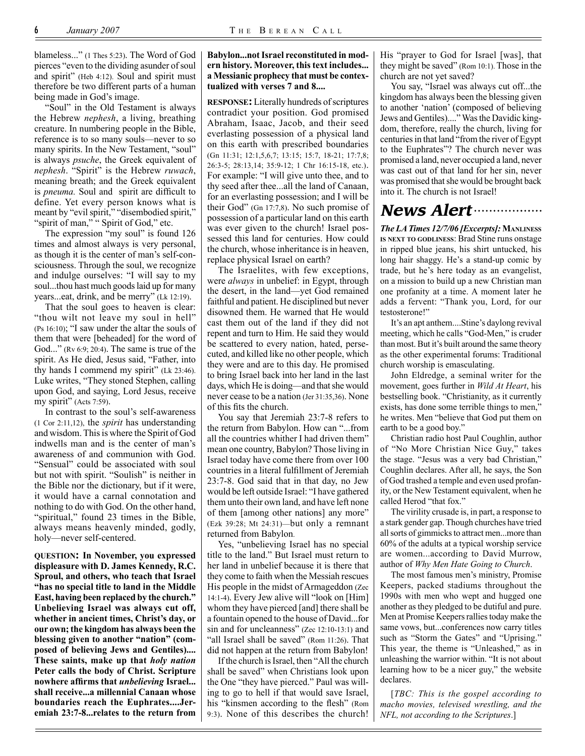blameless..." (1 Thes 5:23). The Word of God pierces "even to the dividing asunder of soul and spirit" (Heb 4:12). Soul and spirit must therefore be two different parts of a human being made in God's image.

"Soul" in the Old Testament is always the Hebrew *nephesh*, a living, breathing creature. In numbering people in the Bible, reference is to so many souls—never to so many spirits. In the New Testament, "soul" is always *psuche*, the Greek equivalent of *nephesh*. "Spirit" is the Hebrew *ruwach*, meaning breath; and the Greek equivalent is *pneuma.* Soul and spirit are difficult to define. Yet every person knows what is meant by "evil spirit," "disembodied spirit," "spirit of man," " Spirit of God," etc.

The expression "my soul" is found 126 times and almost always is very personal, as though it is the center of man's self-consciousness. Through the soul, we recognize and indulge ourselves: "I will say to my soul...thou hast much goods laid up for many years...eat, drink, and be merry" (Lk 12:19).

That the soul goes to heaven is clear: "thou wilt not leave my soul in hell" (Ps 16:10); "I saw under the altar the souls of them that were [beheaded] for the word of God..." (Rv 6:9; 20:4). The same is true of the spirit. As He died, Jesus said, "Father, into thy hands I commend my spirit" (Lk 23:46). Luke writes, "They stoned Stephen, calling upon God, and saying, Lord Jesus, receive my spirit" (Acts 7:59).

In contrast to the soul's self-awareness (1 Cor 2:11,12), the *spirit* has understanding and wisdom. This is where the Spirit of God indwells man and is the center of man's awareness of and communion with God. "Sensual" could be associated with soul but not with spirit. "Soulish" is neither in the Bible nor the dictionary, but if it were, it would have a carnal connotation and nothing to do with God. On the other hand, "spiritual," found 23 times in the Bible, always means heavenly minded, godly, holy—never self-centered.

**QUESTION: In November, you expressed displeasure with D. James Kennedy, R.C. Sproul, and others, who teach that Israel "has no special title to land in the Middle East, having been replaced by the church." Unbelieving Israel was always cut off, whether in ancient times, Christ's day, or our own; the kingdom has always been the blessing given to another "nation" (composed of believing Jews and Gentiles).... These saints, make up that *holy nation* Peter calls the body of Christ. Scripture nowhere affirms that *unbelieving* Israel... shall receive...a millennial Canaan whose boundaries reach the Euphrates....Jeremiah 23:7-8...relates to the return from Babylon...not Israel reconstituted in modern history. Moreover, this text includes... a Messianic prophecy that must be contextualized with verses 7 and 8....**

**RESPONSE:** Literally hundreds of scriptures contradict your position. God promised Abraham, Isaac, Jacob, and their seed everlasting possession of a physical land on this earth with prescribed boundaries (Gn 11:31; 12:1,5,6,7; 13:15; 15:7, 18-21; 17:7,8; 26:3-5; 28:13,14; 35:9-12; 1 Chr 16:15-18, etc.). For example: "I will give unto thee, and to thy seed after thee...all the land of Canaan, for an everlasting possession; and I will be their God" (Gn 17:7,8). No such promise of possession of a particular land on this earth was ever given to the church! Israel possessed this land for centuries. How could the church, whose inheritance is in heaven, replace physical Israel on earth?

The Israelites, with few exceptions, were *always* in unbelief: in Egypt, through the desert, in the land—yet God remained faithful and patient. He disciplined but never disowned them. He warned that He would cast them out of the land if they did not repent and turn to Him. He said they would be scattered to every nation, hated, persecuted, and killed like no other people, which they were and are to this day. He promised to bring Israel back into her land in the last days, which He is doing—and that she would never cease to be a nation (Jer 31:35,36). None of this fits the church.

You say that Jeremiah 23:7-8 refers to the return from Babylon. How can "...from all the countries whither I had driven them" mean one country, Babylon? Those living in Israel today have come there from over 100 countries in a literal fulfillment of Jeremiah 23:7-8. God said that in that day, no Jew would be left outside Israel: "I have gathered them unto their own land, and have left none of them [among other nations] any more" (Ezk 39:28; Mt 24:31)—but only a remnant returned from Babylon.

Yes, "unbelieving Israel has no special title to the land." But Israel must return to her land in unbelief because it is there that they come to faith when the Messiah rescues His people in the midst of Armageddon (Zec 14:1-4). Every Jew alive will "look on [Him] whom they have pierced [and] there shall be a fountain opened to the house of David...for sin and for uncleanness" (Zec 12:10-13:1) and "all Israel shall be saved" (Rom 11:26). That did not happen at the return from Babylon!

If the church is Israel, then "All the church shall be saved" when Christians look upon the One "they have pierced." Paul was willing to go to hell if that would save Israel, his "kinsmen according to the flesh" (Rom 9:3). None of this describes the church! His "prayer to God for Israel [was], that they might be saved" (Rom 10:1). Those in the church are not yet saved?

You say, "Israel was always cut off...the kingdom has always been the blessing given to another 'nation' (composed of believing Jews and Gentiles)...." Was the Davidic kingdom, therefore, really the church, living for centuries in that land "from the river of Egypt to the Euphrates"? The church never was promised a land, never occupied a land, never was cast out of that land for her sin, never was promised that she would be brought back into it. The church is not Israel!

## News Alert

***The LA Times 12/7/06 [Excerpts]:* MANLINESS IS NEXT TO GODLINESS**: Brad Stine runs onstage in ripped blue jeans, his shirt untucked, his long hair shaggy. He's a stand-up comic by trade, but he's here today as an evangelist, on a mission to build up a new Christian man one profanity at a time. A moment later he adds a fervent: "Thank you, Lord, for our testosterone!"

It's an apt anthem....Stine's daylong revival meeting, which he calls "God-Men," is cruder than most. But it's built around the same theory as the other experimental forums: Traditional church worship is emasculating.

John Eldredge, a seminal writer for the movement, goes further in *Wild At Heart*, his bestselling book. "Christianity, as it currently exists, has done some terrible things to men," he writes. Men "believe that God put them on earth to be a good boy."

Christian radio host Paul Coughlin, author of "No More Christian Nice Guy," takes the stage. "Jesus was a very bad Christian," Coughlin declares. After all, he says, the Son of God trashed a temple and even used profanity, or the New Testament equivalent, when he called Herod "that fox."

The virility crusade is, in part, a response to a stark gender gap. Though churches have tried all sorts of gimmicks to attract men...more than 60% of the adults at a typical worship service are women...according to David Murrow, author of *Why Men Hate Going to Church*.

The most famous men's ministry, Promise Keepers, packed stadiums throughout the 1990s with men who wept and hugged one another as they pledged to be dutiful and pure. Men at Promise Keepers rallies today make the same vows, but...conferences now carry titles such as "Storm the Gates" and "Uprising." This year, the theme is "Unleashed," as in unleashing the warrior within. "It is not about learning how to be a nicer guy," the website declares.

[*TBC: This is the gospel according to macho movies, televised wrestling, and the NFL, not according to the Scriptures*.]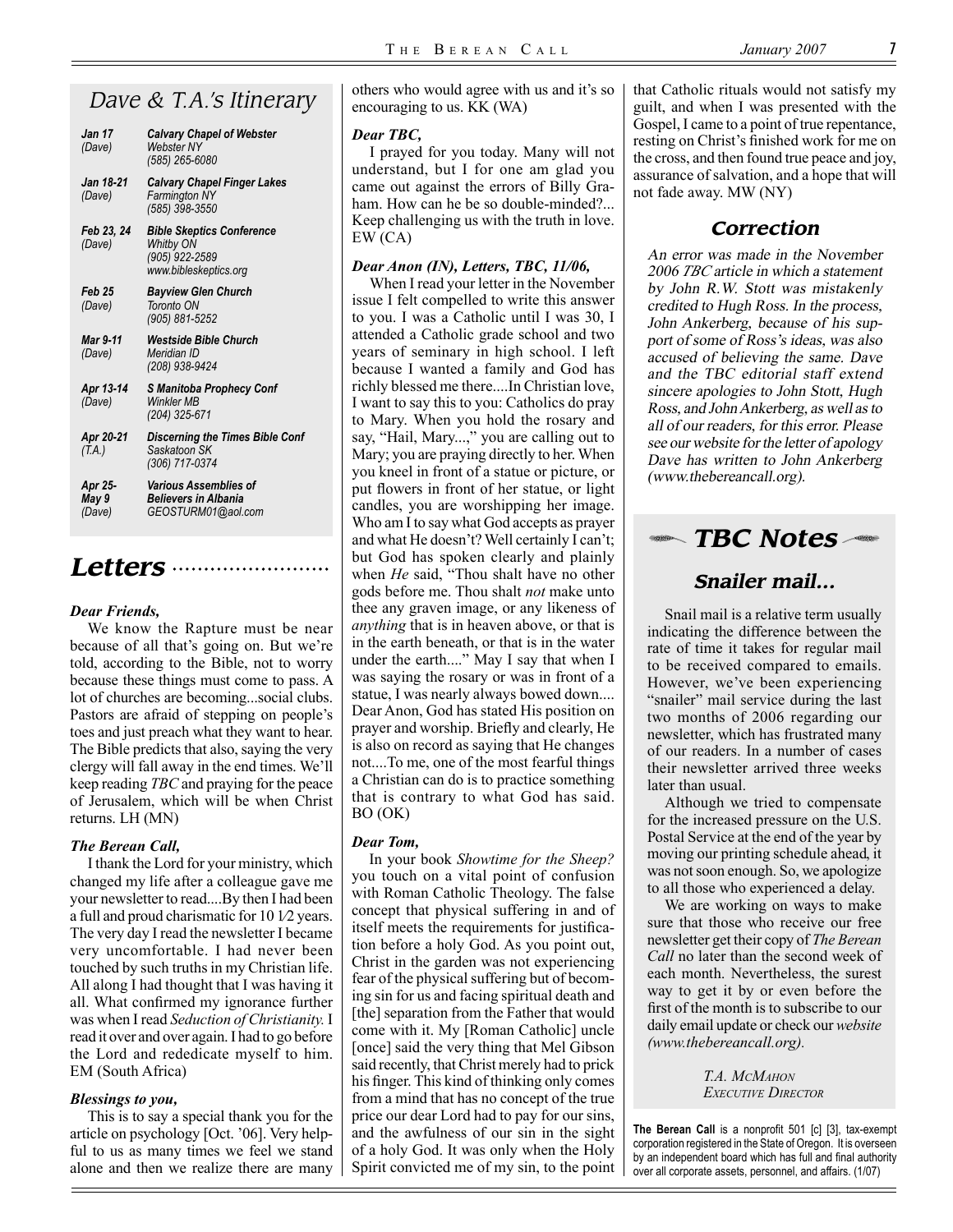## Dave & T.A.'s Itinerary

| | |
|---|---|
| ***Jan 17*** *(Dave)* | ***Calvary Chapel of Webster*** *Webster NY (585) 265-6080* |
| ***Jan 18-21*** *(Dave)* | ***Calvary Chapel Finger Lakes*** *Farmington NY (585) 398-3550* |
| ***Feb 23, 24*** *(Dave)* | ***Bible Skeptics Conference*** *Whitby ON (905) 922-2589 www.bibleskeptics.org* |
| ***Feb 25*** *(Dave)* | ***Bayview Glen Church*** *Toronto ON (905) 881-5252* |
| ***Mar 9-11*** *(Dave)* | ***Westside Bible Church*** *Meridian ID (208) 938-9424* |
| ***Apr 13-14*** *(Dave)* | ***S Manitoba Prophecy Conf*** *Winkler MB (204) 325-671* |
| ***Apr 20-21*** *(T.A.)* | ***Discerning the Times Bible Conf*** *Saskatoon SK (306) 717-0374* |
| ***Apr 25-May 9*** *(Dave)* | ***Various Assemblies of Believers in Albania*** *GEOSTURM01@aol.com* |

## Letters

***Dear Friends,***

We know the Rapture must be near because of all that's going on. But we're told, according to the Bible, not to worry because these things must come to pass. A lot of churches are becoming...social clubs. Pastors are afraid of stepping on people's toes and just preach what they want to hear. The Bible predicts that also, saying the very clergy will fall away in the end times. We'll keep reading *TBC* and praying for the peace of Jerusalem, which will be when Christ returns. LH (MN)

***The Berean Call,***

I thank the Lord for your ministry, which changed my life after a colleague gave me your newsletter to read....By then I had been a full and proud charismatic for 10 1⁄2 years. The very day I read the newsletter I became very uncomfortable. I had never been touched by such truths in my Christian life. All along I had thought that I was having it all. What confirmed my ignorance further was when I read *Seduction of Christianity.* I read it over and over again. I had to go before the Lord and rededicate myself to him. EM (South Africa)

***Blessings to you,***

This is to say a special thank you for the article on psychology [Oct. '06]. Very helpful to us as many times we feel we stand alone and then we realize there are many others who would agree with us and it's so encouraging to us. KK (WA)

***Dear TBC,***

I prayed for you today. Many will not understand, but I for one am glad you came out against the errors of Billy Graham. How can he be so double-minded?... Keep challenging us with the truth in love. EW (CA)

***Dear Anon (IN), Letters, TBC, 11/06,***

When I read your letter in the November issue I felt compelled to write this answer to you. I was a Catholic until I was 30, I attended a Catholic grade school and two years of seminary in high school. I left because I wanted a family and God has richly blessed me there....In Christian love, I want to say this to you: Catholics do pray to Mary. When you hold the rosary and say, "Hail, Mary...," you are calling out to Mary; you are praying directly to her. When you kneel in front of a statue or picture, or put flowers in front of her statue, or light candles, you are worshipping her image. Who am I to say what God accepts as prayer and what He doesn't? Well certainly I can't; but God has spoken clearly and plainly when *He* said, "Thou shalt have no other gods before me. Thou shalt *not* make unto thee any graven image, or any likeness of *anything* that is in heaven above, or that is in the earth beneath, or that is in the water under the earth...." May I say that when I was saying the rosary or was in front of a statue, I was nearly always bowed down.... Dear Anon, God has stated His position on prayer and worship. Briefly and clearly, He is also on record as saying that He changes not....To me, one of the most fearful things a Christian can do is to practice something that is contrary to what God has said. BO (OK)

***Dear Tom,***

In your book *Showtime for the Sheep?* you touch on a vital point of confusion with Roman Catholic Theology. The false concept that physical suffering in and of itself meets the requirements for justification before a holy God. As you point out, Christ in the garden was not experiencing fear of the physical suffering but of becoming sin for us and facing spiritual death and [the] separation from the Father that would come with it. My [Roman Catholic] uncle [once] said the very thing that Mel Gibson said recently, that Christ merely had to prick his finger. This kind of thinking only comes from a mind that has no concept of the true price our dear Lord had to pay for our sins, and the awfulness of our sin in the sight of a holy God. It was only when the Holy Spirit convicted me of my sin, to the point that Catholic rituals would not satisfy my guilt, and when I was presented with the Gospel, I came to a point of true repentance, resting on Christ's finished work for me on the cross, and then found true peace and joy, assurance of salvation, and a hope that will not fade away. MW (NY)

## Correction

*An error was made in the November 2006 TBC article in which a statement by John R.W. Stott was mistakenly credited to Hugh Ross. In the process, John Ankerberg, because of his support of some of Ross's ideas, was also accused of believing the same. Dave and the TBC editorial staff extend sincere apologies to John Stott, Hugh Ross, and John Ankerberg, as well as to all of our readers, for this error. Please see our website for the letter of apology Dave has written to John Ankerberg (www.thebereancall.org).*

## TBC Notes

### Snailer mail...

Snail mail is a relative term usually indicating the difference between the rate of time it takes for regular mail to be received compared to emails. However, we've been experiencing "snailer" mail service during the last two months of 2006 regarding our newsletter, which has frustrated many of our readers. In a number of cases their newsletter arrived three weeks later than usual.

Although we tried to compensate for the increased pressure on the U.S. Postal Service at the end of the year by moving our printing schedule ahead, it was not soon enough. So, we apologize to all those who experienced a delay.

We are working on ways to make sure that those who receive our free newsletter get their copy of *The Berean Call* no later than the second week of each month. Nevertheless, the surest way to get it by or even before the first of the month is to subscribe to our daily email update or check our *website (www.thebereancall.org).*

*T.A. McMahon*
*Executive Director*

**The Berean Call** is a nonprofit 501 [c] [3], tax-exempt corporation registered in the State of Oregon. It is overseen by an independent board which has full and final authority over all corporate assets, personnel, and affairs. (1/07)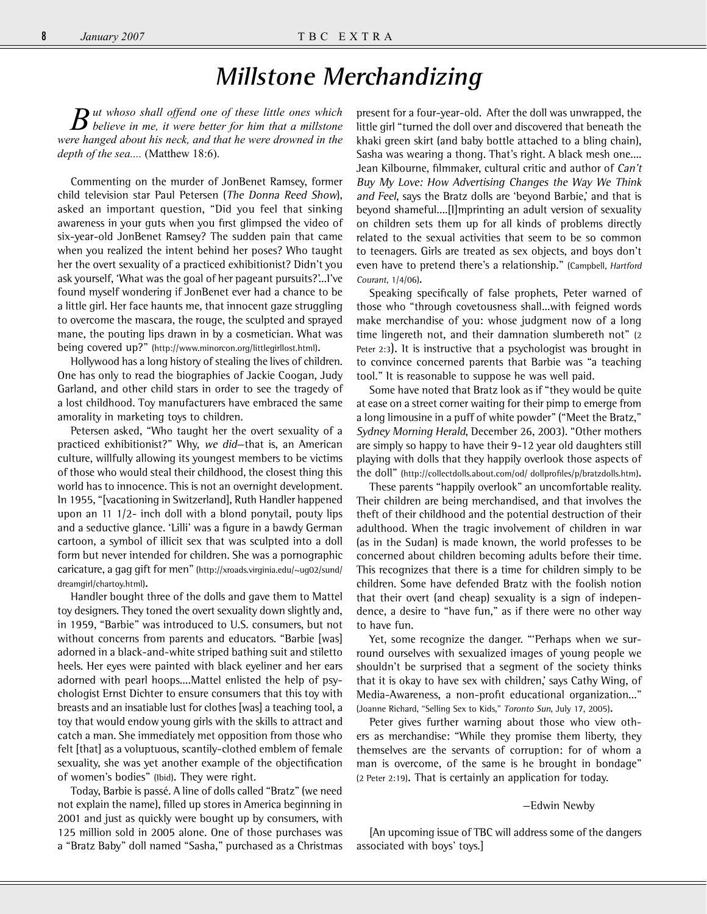# Millstone Merchandizing

*But whoso shall offend one of these little ones which believe in me, it were better for him that a millstone were hanged about his neck, and that he were drowned in the depth of the sea....* (Matthew 18:6).

Commenting on the murder of JonBenet Ramsey, former child television star Paul Petersen (*The Donna Reed Show*), asked an important question, "Did you feel that sinking awareness in your guts when you first glimpsed the video of six-year-old JonBenet Ramsey? The sudden pain that came when you realized the intent behind her poses? Who taught her the overt sexuality of a practiced exhibitionist? Didn't you ask yourself, 'What was the goal of her pageant pursuits?'...I've found myself wondering if JonBenet ever had a chance to be a little girl. Her face haunts me, that innocent gaze struggling to overcome the mascara, the rouge, the sculpted and sprayed mane, the pouting lips drawn in by a cosmetician. What was being covered up?" (http://www.minorcon.org/littlegirllost.html).

Hollywood has a long history of stealing the lives of children. One has only to read the biographies of Jackie Coogan, Judy Garland, and other child stars in order to see the tragedy of a lost childhood. Toy manufacturers have embraced the same amorality in marketing toys to children.

Petersen asked, "Who taught her the overt sexuality of a practiced exhibitionist?" Why, *we did*—that is, an American culture, willfully allowing its youngest members to be victims of those who would steal their childhood, the closest thing this world has to innocence. This is not an overnight development. In 1955, "[vacationing in Switzerland], Ruth Handler happened upon an 11 1/2- inch doll with a blond ponytail, pouty lips and a seductive glance. 'Lilli' was a figure in a bawdy German cartoon, a symbol of illicit sex that was sculpted into a doll form but never intended for children. She was a pornographic caricature, a gag gift for men" (http://xroads.virginia.edu/~ug02/sund/dreamgirl/chartoy.html).

Handler bought three of the dolls and gave them to Mattel toy designers. They toned the overt sexuality down slightly and, in 1959, "Barbie" was introduced to U.S. consumers, but not without concerns from parents and educators. "Barbie [was] adorned in a black-and-white striped bathing suit and stiletto heels. Her eyes were painted with black eyeliner and her ears adorned with pearl hoops....Mattel enlisted the help of psychologist Ernst Dichter to ensure consumers that this toy with breasts and an insatiable lust for clothes [was] a teaching tool, a toy that would endow young girls with the skills to attract and catch a man. She immediately met opposition from those who felt [that] as a voluptuous, scantily-clothed emblem of female sexuality, she was yet another example of the objectification of women's bodies" (Ibid). They were right.

Today, Barbie is passé. A line of dolls called "Bratz" (we need not explain the name), filled up stores in America beginning in 2001 and just as quickly were bought up by consumers, with 125 million sold in 2005 alone. One of those purchases was a "Bratz Baby" doll named "Sasha," purchased as a Christmas present for a four-year-old. After the doll was unwrapped, the little girl "turned the doll over and discovered that beneath the khaki green skirt (and baby bottle attached to a bling chain), Sasha was wearing a thong. That's right. A black mesh one.... Jean Kilbourne, filmmaker, cultural critic and author of *Can't Buy My Love: How Advertising Changes the Way We Think and Feel*, says the Bratz dolls are 'beyond Barbie,' and that is beyond shameful....[I]mprinting an adult version of sexuality on children sets them up for all kinds of problems directly related to the sexual activities that seem to be so common to teenagers. Girls are treated as sex objects, and boys don't even have to pretend there's a relationship." (Campbell, *Hartford Courant*, 1/4/06).

Speaking specifically of false prophets, Peter warned of those who "through covetousness shall...with feigned words make merchandise of you: whose judgment now of a long time lingereth not, and their damnation slumbereth not" (2 Peter 2:3). It is instructive that a psychologist was brought in to convince concerned parents that Barbie was "a teaching tool." It is reasonable to suppose he was well paid.

Some have noted that Bratz look as if "they would be quite at ease on a street corner waiting for their pimp to emerge from a long limousine in a puff of white powder" ("Meet the Bratz," *Sydney Morning Herald*, December 26, 2003). "Other mothers are simply so happy to have their 9-12 year old daughters still playing with dolls that they happily overlook those aspects of the doll" (http://collectdolls.about.com/od/ dollprofiles/p/bratzdolls.htm).

These parents "happily overlook" an uncomfortable reality. Their children are being merchandised, and that involves the theft of their childhood and the potential destruction of their adulthood. When the tragic involvement of children in war (as in the Sudan) is made known, the world professes to be concerned about children becoming adults before their time. This recognizes that there is a time for children simply to be children. Some have defended Bratz with the foolish notion that their overt (and cheap) sexuality is a sign of independence, a desire to "have fun," as if there were no other way to have fun.

Yet, some recognize the danger. "'Perhaps when we surround ourselves with sexualized images of young people we shouldn't be surprised that a segment of the society thinks that it is okay to have sex with children,' says Cathy Wing, of Media-Awareness, a non-profit educational organization..." (Joanne Richard, "Selling Sex to Kids," *Toronto Sun*, July 17, 2005).

Peter gives further warning about those who view others as merchandise: "While they promise them liberty, they themselves are the servants of corruption: for of whom a man is overcome, of the same is he brought in bondage" (2 Peter 2:19). That is certainly an application for today.

—Edwin Newby

[An upcoming issue of TBC will address some of the dangers associated with boys' toys.]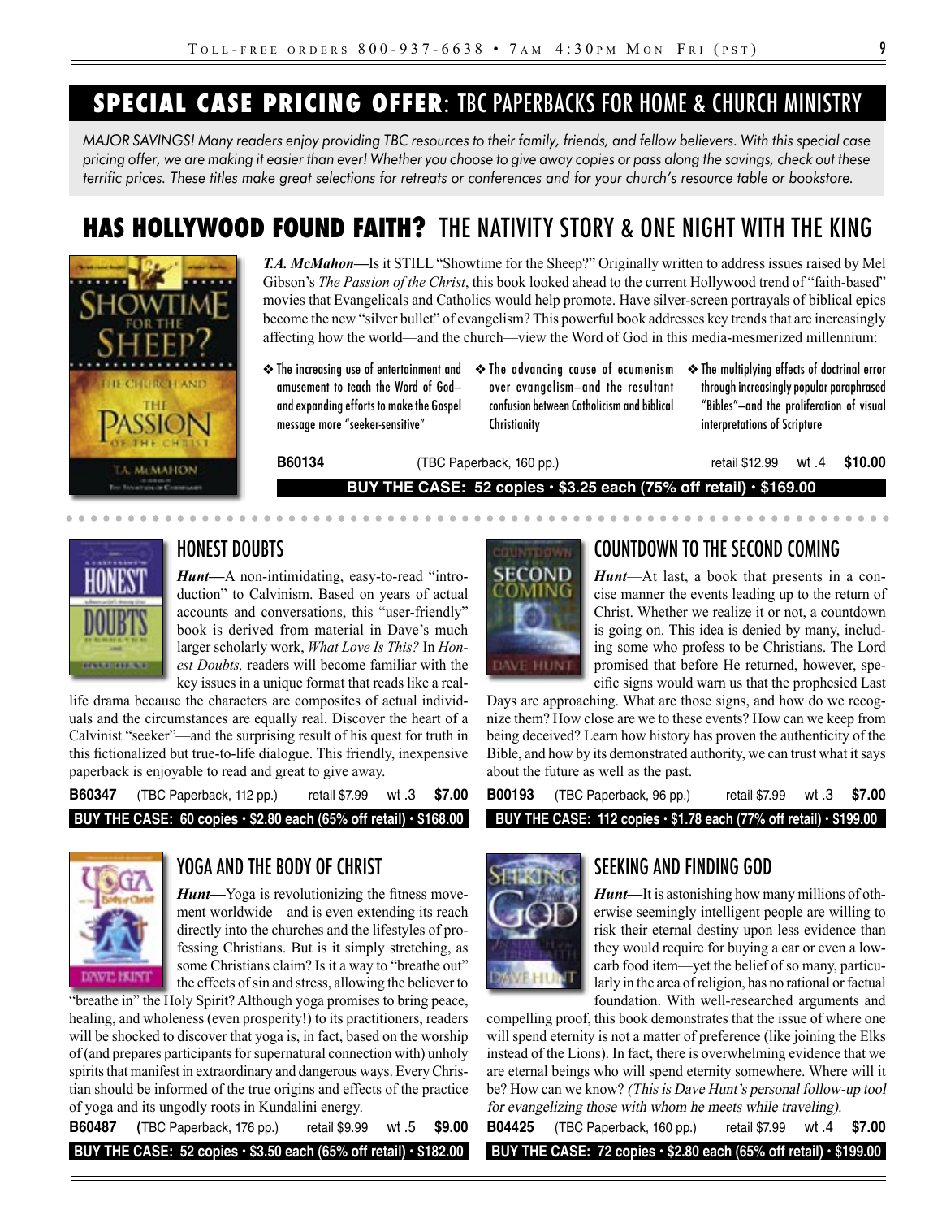## SPECIAL CASE PRICING OFFER: TBC PAPERBACKS FOR HOME & CHURCH MINISTRY

*MAJOR SAVINGS! Many readers enjoy providing TBC resources to their family, friends, and fellow believers. With this special case pricing offer, we are making it easier than ever! Whether you choose to give away copies or pass along the savings, check out these terrific prices. These titles make great selections for retreats or conferences and for your church's resource table or bookstore.*

## HAS HOLLYWOOD FOUND FAITH? THE NATIVITY STORY & ONE NIGHT WITH THE KING

***T.A. McMahon***—Is it STILL "Showtime for the Sheep?" Originally written to address issues raised by Mel Gibson's *The Passion of the Christ*, this book looked ahead to the current Hollywood trend of "faith-based" movies that Evangelicals and Catholics would help promote. Have silver-screen portrayals of biblical epics become the new "silver bullet" of evangelism? This powerful book addresses key trends that are increasingly affecting how the world—and the church—view the Word of God in this media-mesmerized millennium:

- The increasing use of entertainment and amusement to teach the Word of God—and expanding efforts to make the Gospel message more "seeker-sensitive"
- The advancing cause of ecumenism over evangelism—and the resultant confusion between Catholicism and biblical Christianity
- The multiplying effects of doctrinal error through increasingly popular paraphrased "Bibles"—and the proliferation of visual interpretations of Scripture

**B60134** (TBC Paperback, 160 pp.) retail $12.99 wt .4 **$10.00**

**BUY THE CASE: 52 copies • $3.25 each (75% off retail) • $169.00**

### HONEST DOUBTS

***Hunt***—A non-intimidating, easy-to-read "introduction" to Calvinism. Based on years of actual accounts and conversations, this "user-friendly" book is derived from material in Dave's much larger scholarly work, *What Love Is This?* In *Honest Doubts,* readers will become familiar with the key issues in a unique format that reads like a real-life drama because the characters are composites of actual individuals and the circumstances are equally real. Discover the heart of a Calvinist "seeker"—and the surprising result of his quest for truth in this fictionalized but true-to-life dialogue. This friendly, inexpensive paperback is enjoyable to read and great to give away.

**B60347** (TBC Paperback, 112 pp.) retail $7.99 wt .3 **$7.00**

**BUY THE CASE: 60 copies • $2.80 each (65% off retail) • $168.00**

### YOGA AND THE BODY OF CHRIST

***Hunt***—Yoga is revolutionizing the fitness movement worldwide—and is even extending its reach directly into the churches and the lifestyles of professing Christians. But is it simply stretching, as some Christians claim? Is it a way to "breathe out" the effects of sin and stress, allowing the believer to "breathe in" the Holy Spirit? Although yoga promises to bring peace, healing, and wholeness (even prosperity!) to its practitioners, readers will be shocked to discover that yoga is, in fact, based on the worship of (and prepares participants for supernatural connection with) unholy spirits that manifest in extraordinary and dangerous ways. Every Christian should be informed of the true origins and effects of the practice of yoga and its ungodly roots in Kundalini energy.

**B60487** (TBC Paperback, 176 pp.) retail $9.99 wt .5 **$9.00**

**BUY THE CASE: 52 copies • $3.50 each (65% off retail) • $182.00**

### COUNTDOWN TO THE SECOND COMING

***Hunt***—At last, a book that presents in a concise manner the events leading up to the return of Christ. Whether we realize it or not, a countdown is going on. This idea is denied by many, including some who profess to be Christians. The Lord promised that before He returned, however, specific signs would warn us that the prophesied Last Days are approaching. What are those signs, and how do we recognize them? How close are we to these events? How can we keep from being deceived? Learn how history has proven the authenticity of the Bible, and how by its demonstrated authority, we can trust what it says about the future as well as the past.

**B00193** (TBC Paperback, 96 pp.) retail $7.99 wt .3 **$7.00**

**BUY THE CASE: 112 copies • $1.78 each (77% off retail) • $199.00**

### SEEKING AND FINDING GOD

***Hunt***—It is astonishing how many millions of otherwise seemingly intelligent people are willing to risk their eternal destiny upon less evidence than they would require for buying a car or even a low-carb food item—yet the belief of so many, particularly in the area of religion, has no rational or factual foundation. With well-researched arguments and compelling proof, this book demonstrates that the issue of where one will spend eternity is not a matter of preference (like joining the Elks instead of the Lions). In fact, there is overwhelming evidence that we are eternal beings who will spend eternity somewhere. Where will it be? How can we know? *(This is Dave Hunt's personal follow-up tool for evangelizing those with whom he meets while traveling).*

**B04425** (TBC Paperback, 160 pp.) retail $7.99 wt .4 **$7.00**

**BUY THE CASE: 72 copies • $2.80 each (65% off retail) • $199.00**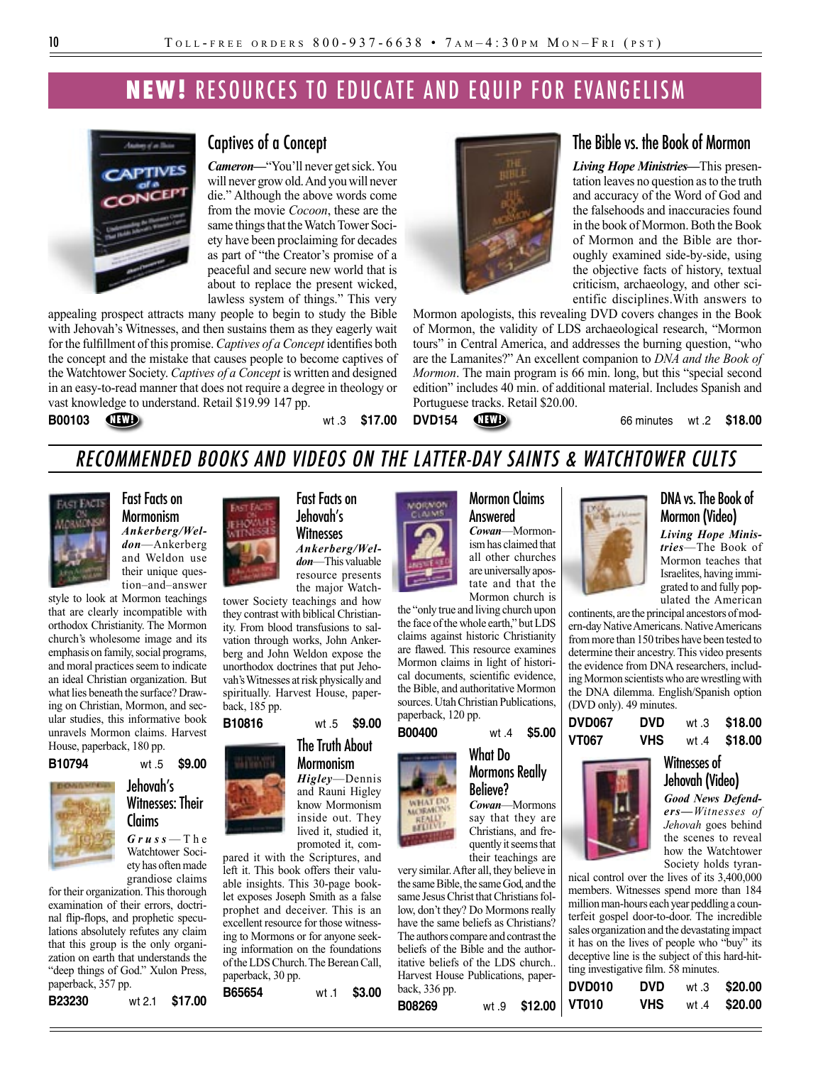# NEW! RESOURCES TO EDUCATE AND EQUIP FOR EVANGELISM

### Captives of a Concept

***Cameron***—"You'll never get sick. You will never grow old. And you will never die." Although the above words come from the movie *Cocoon*, these are the same things that the Watch Tower Society have been proclaiming for decades as part of "the Creator's promise of a peaceful and secure new world that is about to replace the present wicked, lawless system of things." This very appealing prospect attracts many people to begin to study the Bible with Jehovah's Witnesses, and then sustains them as they eagerly wait for the fulfillment of this promise. *Captives of a Concept* identifies both the concept and the mistake that causes people to become captives of the Watchtower Society. *Captives of a Concept* is written and designed in an easy-to-read manner that does not require a degree in theology or vast knowledge to understand. Retail $19.99 147 pp.

**B00103** NEW! wt .3 **$17.00**

### The Bible vs. the Book of Mormon

***Living Hope Ministries***—This presentation leaves no question as to the truth and accuracy of the Word of God and the falsehoods and inaccuracies found in the book of Mormon. Both the Book of Mormon and the Bible are thoroughly examined side-by-side, using the objective facts of history, textual criticism, archaeology, and other scientific disciplines. With answers to Mormon apologists, this revealing DVD covers changes in the Book of Mormon, the validity of LDS archaeological research, "Mormon tours" in Central America, and addresses the burning question, "who are the Lamanites?" An excellent companion to *DNA and the Book of Mormon*. The main program is 66 min. long, but this "special second edition" includes 40 min. of additional material. Includes Spanish and Portuguese tracks. Retail $20.00.

**DVD154** NEW! 66 minutes wt .2 **$18.00**

# RECOMMENDED BOOKS AND VIDEOS ON THE LATTER-DAY SAINTS & WATCHTOWER CULTS

### Fast Facts on Mormonism

***Ankerberg/Weldon***—Ankerberg and Weldon use their unique question–and–answer style to look at Mormon teachings that are clearly incompatible with orthodox Christianity. The Mormon church's wholesome image and its emphasis on family, social programs, and moral practices seem to indicate an ideal Christian organization. But what lies beneath the surface? Drawing on Christian, Mormon, and secular studies, this informative book unravels Mormon claims. Harvest House, paperback, 180 pp.

**B10794** wt .5 **$9.00**

### Jehovah's Witnesses: Their Claims

***Gruss***—The Watchtower Society has often made grandiose claims for their organization. This thorough examination of their errors, doctrinal flip-flops, and prophetic speculations absolutely refutes any claim that this group is the only organization on earth that understands the "deep things of God." Xulon Press, paperback, 357 pp.

**B23230** wt 2.1 **$17.00**

### Fast Facts on Jehovah's Witnesses

***Ankerberg/Weldon***—This valuable resource presents the major Watchtower Society teachings and how they contrast with biblical Christianity. From blood transfusions to salvation through works, John Ankerberg and John Weldon expose the unorthodox doctrines that put Jehovah's Witnesses at risk physically and spiritually. Harvest House, paperback, 185 pp.

**B10816** wt .5 **$9.00**

### The Truth About Mormonism

***Higley***—Dennis and Rauni Higley know Mormonism inside out. They lived it, studied it, promoted it, compared it with the Scriptures, and left it. This book offers their valuable insights. This 30-page booklet exposes Joseph Smith as a false prophet and deceiver. This is an excellent resource for those witnessing to Mormons or for anyone seeking information on the foundations of the LDS Church. The Berean Call, paperback, 30 pp.

**B65654** wt .1 **$3.00**

### Mormon Claims Answered

***Cowan***—Mormonism has claimed that all other churches are universally apostate and that the Mormon church is the "only true and living church upon the face of the whole earth," but LDS claims against historic Christianity are flawed. This resource examines Mormon claims in light of historical documents, scientific evidence, the Bible, and authoritative Mormon sources. Utah Christian Publications, paperback, 120 pp.

**B00400** wt .4 **$5.00**

### What Do Mormons Really Believe?

***Cowan***—Mormons say that they are Christians, and frequently it seems that their teachings are very similar. After all, they believe in the same Bible, the same God, and the same Jesus Christ that Christians follow, don't they? Do Mormons really have the same beliefs as Christians? The authors compare and contrast the beliefs of the Bible and the authoritative beliefs of the LDS church.. Harvest House Publications, paperback, 336 pp.

**B08269** wt .9 **$12.00**

### DNA vs. The Book of Mormon (Video)

***Living Hope Ministries***—The Book of Mormon teaches that Israelites, having immigrated to and fully populated the American continents, are the principal ancestors of modern-day Native Americans. Native Americans from more than 150 tribes have been tested to determine their ancestry. This video presents the evidence from DNA researchers, including Mormon scientists who are wrestling with the DNA dilemma. English/Spanish option (DVD only). 49 minutes.

| | | | |
|---|---|---|---|
| **DVD067** | **DVD** | wt .3 | **$18.00** |
| **VT067** | **VHS** | wt .4 | **$18.00** |

### Witnesses of Jehovah (Video)

***Good News Defenders***—*Witnesses of Jehovah* goes behind the scenes to reveal how the Watchtower Society holds tyrannical control over the lives of its 3,400,000 members. Witnesses spend more than 184 million man-hours each year peddling a counterfeit gospel door-to-door. The incredible sales organization and the devastating impact it has on the lives of people who "buy" its deceptive line is the subject of this hard-hitting investigative film. 58 minutes.

| | | | |
|---|---|---|---|
| **DVD010** | **DVD** | wt .3 | **$20.00** |
| **VT010** | **VHS** | wt .4 | **$20.00** |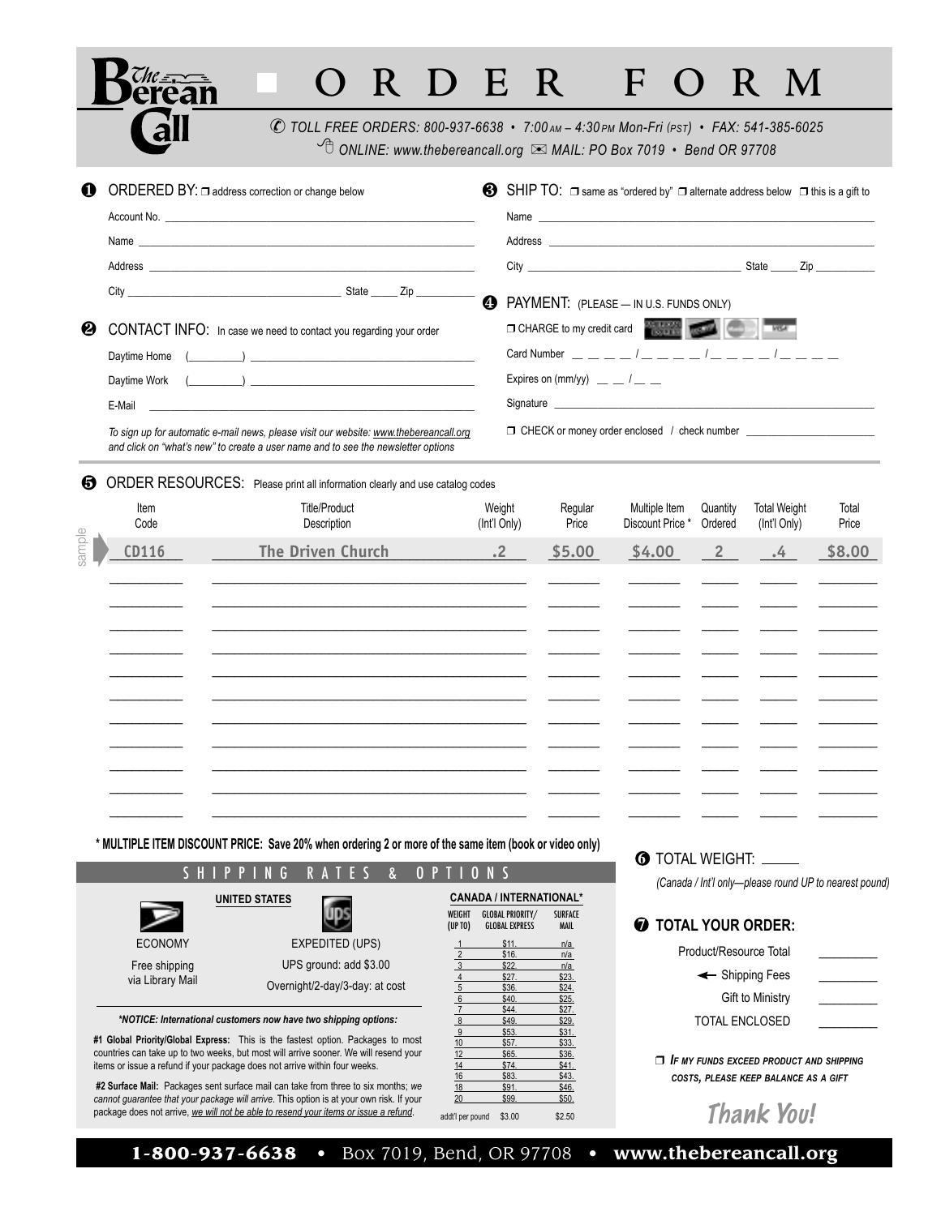# The Berean Call — ORDER FORM

✆ TOLL FREE ORDERS: 800-937-6638 • 7:00 AM – 4:30 PM Mon-Fri (PST) • FAX: 541-385-6025

ONLINE: www.thebereancall.org ✉ MAIL: PO Box 7019 • Bend OR 97708

**❶ ORDERED BY:** ❒ address correction or change below

Account No. ______________________

Name ______________________

Address ______________________

City ______________ State _____ Zip _________

**❷ CONTACT INFO:** In case we need to contact you regarding your order

Daytime Home (_______) ______________________

Daytime Work (_______) ______________________

E-Mail ______________________

*To sign up for automatic e-mail news, please visit our website: www.thebereancall.org and click on "what's new" to create a user name and to see the newsletter options*

**❸ SHIP TO:** ❒ same as "ordered by" ❒ alternate address below ❒ this is a gift to

Name ______________________

Address ______________________

City ______________ State _____ Zip _________

**❹ PAYMENT:** (PLEASE — IN U.S. FUNDS ONLY)

❒ CHARGE to my credit card

Card Number _ _ _ _ / _ _ _ _ / _ _ _ _ / _ _ _ _

Expires on (mm/yy) _ _ / _ _

Signature ______________________

❒ CHECK or money order enclosed / check number ______________

**❺ ORDER RESOURCES:** Please print all information clearly and use catalog codes

| Item Code | Title/Product Description | Weight (Int'l Only) | Regular Price | Multiple Item Discount Price * | Quantity Ordered | Total Weight (Int'l Only) | Total Price |
|---|---|---|---|---|---|---|---|
| sample: CD116 | The Driven Church | .2 | $5.00 | $4.00 | 2 | .4 | $8.00 |
| | | | | | | | |
| | | | | | | | |
| | | | | | | | |
| | | | | | | | |
| | | | | | | | |
| | | | | | | | |
| | | | | | | | |
| | | | | | | | |
| | | | | | | | |
| | | | | | | | |

**\* MULTIPLE ITEM DISCOUNT PRICE: Save 20% when ordering 2 or more of the same item (book or video only)**

## SHIPPING RATES & OPTIONS

**UNITED STATES**

ECONOMY — Free shipping via Library Mail

EXPEDITED (UPS) — UPS ground: add $3.00; Overnight/2-day/3-day: at cost

***NOTICE: International customers now have two shipping options:***

**#1 Global Priority/Global Express:** This is the fastest option. Packages to most countries can take up to two weeks, but most will arrive sooner. We will resend your items or issue a refund if your package does not arrive within four weeks.

**#2 Surface Mail:** Packages sent surface mail can take from three to six months; *we cannot guarantee that your package will arrive.* This option is at your own risk. If your package does not arrive, *we will not be able to resend your items or issue a refund.*

**CANADA / INTERNATIONAL\***

| WEIGHT (UP TO) | GLOBAL PRIORITY/ GLOBAL EXPRESS | SURFACE MAIL |
|---|---|---|
| 1 | $11. | n/a |
| 2 | $16. | n/a |
| 3 | $22. | n/a |
| 4 | $27. | $23. |
| 5 | $36. | $24. |
| 6 | $40. | $25. |
| 7 | $44. | $27. |
| 8 | $49. | $29. |
| 9 | $53. | $31. |
| 10 | $57. | $33. |
| 12 | $65. | $36. |
| 14 | $74. | $41. |
| 16 | $83. | $43. |
| 18 | $91. | $46. |
| 20 | $99. | $50. |
| addt'l per pound | $3.00 | $2.50 |

**❻ TOTAL WEIGHT:** _____

*(Canada / Int'l only—please round UP to nearest pound)*

**❼ TOTAL YOUR ORDER:**

Product/Resource Total _______

← Shipping Fees _______

Gift to Ministry _______

TOTAL ENCLOSED _______

❒ *IF MY FUNDS EXCEED PRODUCT AND SHIPPING COSTS, PLEASE KEEP BALANCE AS A GIFT*

**Thank You!**

**1-800-937-6638** • Box 7019, Bend, OR 97708 • **www.thebereancall.org**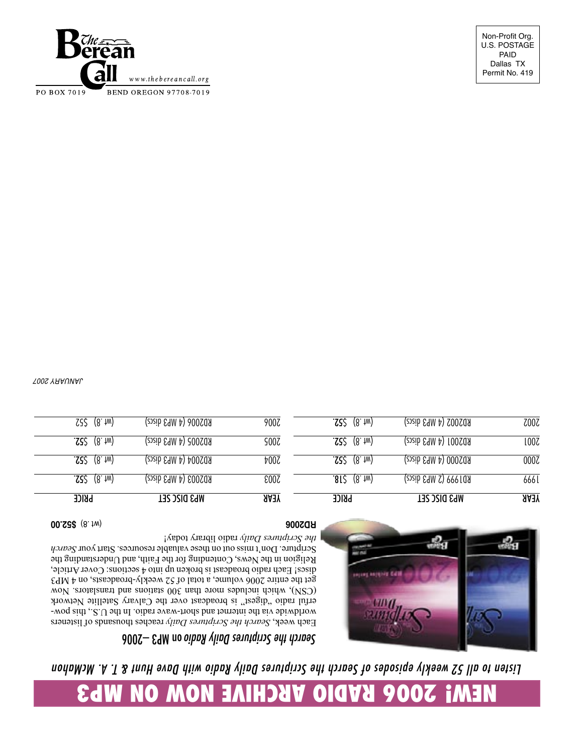The Berean Call

www.thebereancall.org

PO BOX 7019 BEND OREGON 97708-7019

Non-Profit Org.
U.S. POSTAGE
PAID
Dallas TX
Permit No. 419

JANUARY 2007

| YEAR | MP3 DISC SET | PRICE |
|---|---|---|
| 1999 | RD1999 (2 MP3 discs) | (wt .8) $18. |
| 2000 | RD2000 (4 MP3 discs) | (wt .8) $52. |
| 2001 | RD2001 (4 MP3 discs) | (wt .8) $52. |
| 2002 | RD2002 (4 MP3 discs) | (wt .8) $52. |
| 2003 | RD2003 (4 MP3 discs) | (wt .8) $52. |
| 2004 | RD2004 (4 MP3 discs) | (wt .8) $52. |
| 2005 | RD2005 (4 MP3 discs) | (wt .8) $52. |
| 2006 | RD2006 (4 MP3 discs) | (wt .8) $52 |

# NEW! 2006 RADIO ARCHIVE NOW ON MP3

*Listen to all 52 weekly episodes of Search the Scriptures Daily Radio with Dave Hunt & T. A. McMahon*

## *Search the Scriptures Daily Radio* on MP3 —2006

Each week, *Search the Scriptures Daily* reaches thousands of listeners worldwide via the internet and short-wave radio. In the U.S., this powerful radio "digest" is broadcast over the Calvary Satellite Network (CSN), which includes more than 300 stations and translators. Now get the entire 2006 volume, a total of 52 weekly-broadcasts, on 4 MP3 discs! Each radio broadcast is broken up into 4 sections: Cover Article, Religion in the News, Contending for the Faith, and Understanding the Scripture. Don't miss out on these valuable resources. Start your *Search the Scriptures Daily* radio library today!

**RD2006** (wt .8) **$52.00**